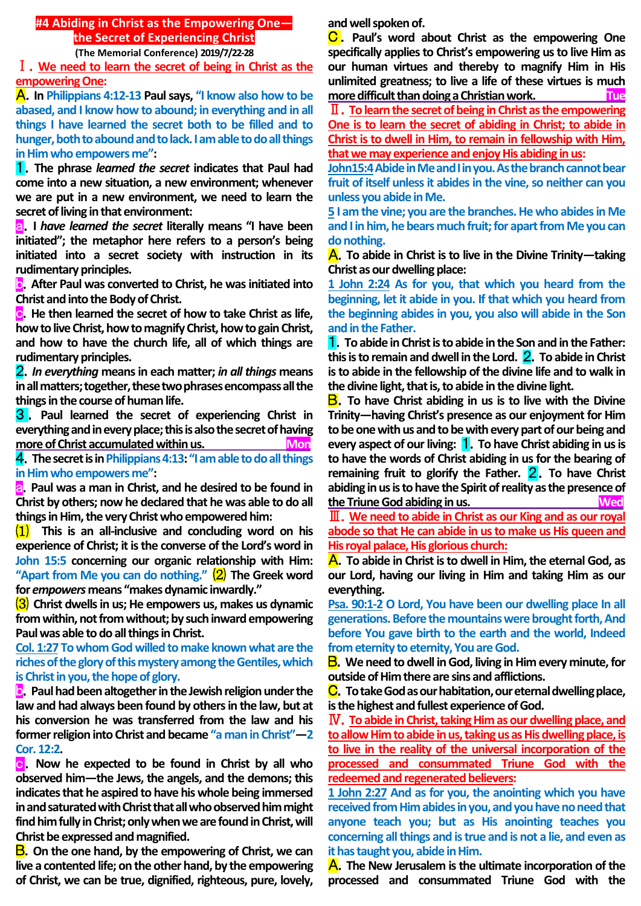# #4 Abiding in Christ as the Empowering One—the Secret of Experiencing Christ

**(The Memorial Conference) 2019/7/22-28**

## Ⅰ. We need to learn the secret of being in Christ as the empowering One:

**A.** In Philippians 4:12-13 Paul says, "I know also how to be abased, and I know how to abound; in everything and in all things I have learned the secret both to be filled and to hunger, both to abound and to lack. I am able to do all things in Him who empowers me":

**1.** The phrase *learned the secret* indicates that Paul had come into a new situation, a new environment; whenever we are put in a new environment, we need to learn the secret of living in that environment:

**a.** I *have learned the secret* literally means "I have been initiated"; the metaphor here refers to a person's being initiated into a secret society with instruction in its rudimentary principles.

**b.** After Paul was converted to Christ, he was initiated into Christ and into the Body of Christ.

**c.** He then learned the secret of how to take Christ as life, how to live Christ, how to magnify Christ, how to gain Christ, and how to have the church life, all of which things are rudimentary principles.

**2.** *In everything* means in each matter; *in all things* means in all matters; together, these two phrases encompass all the things in the course of human life.

**3.** Paul learned the secret of experiencing Christ in everything and in every place; this is also the secret of having more of Christ accumulated within us. **Mon**

**4.** The secret is in Philippians 4:13: "I am able to do all things in Him who empowers me":

**a.** Paul was a man in Christ, and he desired to be found in Christ by others; now he declared that he was able to do all things in Him, the very Christ who empowered him:

(1) This is an all-inclusive and concluding word on his experience of Christ; it is the converse of the Lord's word in John 15:5 concerning our organic relationship with Him: "Apart from Me you can do nothing." (2) The Greek word for *empowers* means "makes dynamic inwardly."

(3) Christ dwells in us; He empowers us, makes us dynamic from within, not from without; by such inward empowering Paul was able to do all things in Christ.

Col. 1:27 To whom God willed to make known what are the riches of the glory of this mystery among the Gentiles, which is Christ in you, the hope of glory.

**b.** Paul had been altogether in the Jewish religion under the law and had always been found by others in the law, but at his conversion he was transferred from the law and his former religion into Christ and became "a man in Christ"—2 Cor. 12:2.

**c.** Now he expected to be found in Christ by all who observed him—the Jews, the angels, and the demons; this indicates that he aspired to have his whole being immersed in and saturated with Christ that all who observed him might find him fully in Christ; only when we are found in Christ, will Christ be expressed and magnified.

**B.** On the one hand, by the empowering of Christ, we can live a contented life; on the other hand, by the empowering of Christ, we can be true, dignified, righteous, pure, lovely, and well spoken of.

**C.** Paul's word about Christ as the empowering One specifically applies to Christ's empowering us to live Him as our human virtues and thereby to magnify Him in His unlimited greatness; to live a life of these virtues is much more difficult than doing a Christian work. **Tue**

## Ⅱ. To learn the secret of being in Christ as the empowering One is to learn the secret of abiding in Christ; to abide in Christ is to dwell in Him, to remain in fellowship with Him, that we may experience and enjoy His abiding in us:

John15:4 Abide in Me and I in you. As the branch cannot bear fruit of itself unless it abides in the vine, so neither can you unless you abide in Me.

5 I am the vine; you are the branches. He who abides in Me and I in him, he bears much fruit; for apart from Me you can do nothing.

**A.** To abide in Christ is to live in the Divine Trinity—taking Christ as our dwelling place:

1 John 2:24 As for you, that which you heard from the beginning, let it abide in you. If that which you heard from the beginning abides in you, you also will abide in the Son and in the Father.

**1.** To abide in Christ is to abide in the Son and in the Father: this is to remain and dwell in the Lord. **2.** To abide in Christ is to abide in the fellowship of the divine life and to walk in the divine light, that is, to abide in the divine light.

**B.** To have Christ abiding in us is to live with the Divine Trinity—having Christ's presence as our enjoyment for Him to be one with us and to be with every part of our being and every aspect of our living: **1.** To have Christ abiding in us is to have the words of Christ abiding in us for the bearing of remaining fruit to glorify the Father. **2.** To have Christ abiding in us is to have the Spirit of reality as the presence of the Triune God abiding in us. **Wed**

## Ⅲ. We need to abide in Christ as our King and as our royal abode so that He can abide in us to make us His queen and His royal palace, His glorious church:

**A.** To abide in Christ is to dwell in Him, the eternal God, as our Lord, having our living in Him and taking Him as our everything.

Psa. 90:1-2 O Lord, You have been our dwelling place In all generations. Before the mountains were brought forth, And before You gave birth to the earth and the world, Indeed from eternity to eternity, You are God.

**B.** We need to dwell in God, living in Him every minute, for outside of Him there are sins and afflictions.

**C.** To take God as our habitation, our eternal dwelling place, is the highest and fullest experience of God.

## Ⅳ. To abide in Christ, taking Him as our dwelling place, and to allow Him to abide in us, taking us as His dwelling place, is to live in the reality of the universal incorporation of the processed and consummated Triune God with the redeemed and regenerated believers:

1 John 2:27 And as for you, the anointing which you have received from Him abides in you, and you have no need that anyone teach you; but as His anointing teaches you concerning all things and is true and is not a lie, and even as it has taught you, abide in Him.

**A.** The New Jerusalem is the ultimate incorporation of the processed and consummated Triune God with the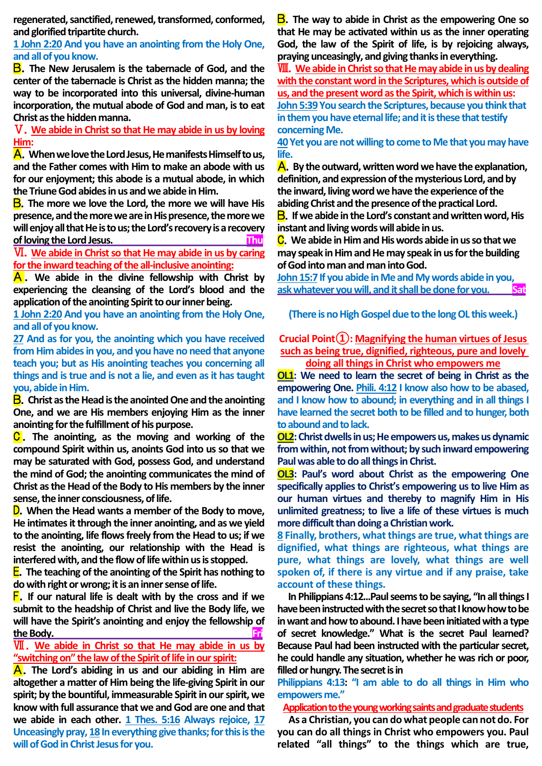regenerated, sanctified, renewed, transformed, conformed, and glorified tripartite church.

1 John 2:20 And you have an anointing from the Holy One, and all of you know.

**B. The New Jerusalem is the tabernacle of God, and the center of the tabernacle is Christ as the hidden manna; the way to be incorporated into this universal, divine-human incorporation, the mutual abode of God and man, is to eat Christ as the hidden manna.**

## Ⅴ. We abide in Christ so that He may abide in us by loving Him:

**A. When we love the Lord Jesus, He manifests Himself to us, and the Father comes with Him to make an abode with us for our enjoyment; this abode is a mutual abode, in which the Triune God abides in us and we abide in Him.**

**B. The more we love the Lord, the more we will have His presence, and the more we are in His presence, the more we will enjoy all that He is to us; the Lord's recovery is a recovery of loving the Lord Jesus.** Thu

## Ⅵ. We abide in Christ so that He may abide in us by caring for the inward teaching of the all-inclusive anointing:

**A. We abide in the divine fellowship with Christ by experiencing the cleansing of the Lord's blood and the application of the anointing Spirit to our inner being.**

1 John 2:20 And you have an anointing from the Holy One, and all of you know.

27 And as for you, the anointing which you have received from Him abides in you, and you have no need that anyone teach you; but as His anointing teaches you concerning all things and is true and is not a lie, and even as it has taught you, abide in Him.

**B. Christ as the Head is the anointed One and the anointing One, and we are His members enjoying Him as the inner anointing for the fulfillment of his purpose.**

**C. The anointing, as the moving and working of the compound Spirit within us, anoints God into us so that we may be saturated with God, possess God, and understand the mind of God; the anointing communicates the mind of Christ as the Head of the Body to His members by the inner sense, the inner consciousness, of life.**

**D. When the Head wants a member of the Body to move, He intimates it through the inner anointing, and as we yield to the anointing, life flows freely from the Head to us; if we resist the anointing, our relationship with the Head is interfered with, and the flow of life within us is stopped.**

**E. The teaching of the anointing of the Spirit has nothing to do with right or wrong; it is an inner sense of life.**

**F. If our natural life is dealt with by the cross and if we submit to the headship of Christ and live the Body life, we will have the Spirit's anointing and enjoy the fellowship of the Body.** Fri

## Ⅶ. We abide in Christ so that He may abide in us by "switching on" the law of the Spirit of life in our spirit:

**A. The Lord's abiding in us and our abiding in Him are altogether a matter of Him being the life-giving Spirit in our spirit; by the bountiful, immeasurable Spirit in our spirit, we know with full assurance that we and God are one and that we abide in each other.** 1 Thes. 5:16 Always rejoice, 17 Unceasingly pray, 18 In everything give thanks; for this is the will of God in Christ Jesus for you.

**B. The way to abide in Christ as the empowering One so that He may be activated within us as the inner operating God, the law of the Spirit of life, is by rejoicing always, praying unceasingly, and giving thanks in everything.**

## Ⅷ. We abide in Christ so that He may abide in us by dealing with the constant word in the Scriptures, which is outside of us, and the present word as the Spirit, which is within us:

John 5:39 You search the Scriptures, because you think that in them you have eternal life; and it is these that testify concerning Me.

40 Yet you are not willing to come to Me that you may have life.

**A. By the outward, written word we have the explanation, definition, and expression of the mysterious Lord, and by the inward, living word we have the experience of the abiding Christ and the presence of the practical Lord.**

**B. If we abide in the Lord's constant and written word, His instant and living words will abide in us.**

**C. We abide in Him and His words abide in us so that we may speak in Him and He may speak in us for the building of God into man and man into God.**

John 15:7 If you abide in Me and My words abide in you, ask whatever you will, and it shall be done for you. Sat

(There is no High Gospel due to the long OL this week.)

## Crucial Point①: Magnifying the human virtues of Jesus such as being true, dignified, righteous, pure and lovely doing all things in Christ who empowers me

**OL1: We need to learn the secret of being in Christ as the empowering One.** Phili. 4:12 I know also how to be abased, and I know how to abound; in everything and in all things I have learned the secret both to be filled and to hunger, both to abound and to lack.

**OL2: Christ dwells in us; He empowers us, makes us dynamic from within, not from without; by such inward empowering Paul was able to do all things in Christ.**

**OL3: Paul's word about Christ as the empowering One specifically applies to Christ's empowering us to live Him as our human virtues and thereby to magnify Him in His unlimited greatness; to live a life of these virtues is much more difficult than doing a Christian work.**

8 Finally, brothers, what things are true, what things are dignified, what things are righteous, what things are pure, what things are lovely, what things are well spoken of, if there is any virtue and if any praise, take account of these things.

In Philippians 4:12...Paul seems to be saying, "In all things I have been instructed with the secret so that I know how to be in want and how to abound. I have been initiated with a type of secret knowledge." What is the secret Paul learned? Because Paul had been instructed with the particular secret, he could handle any situation, whether he was rich or poor, filled or hungry. The secret is in

Philippians 4:13: "I am able to do all things in Him who empowers me."

**Application to the young working saints and graduate students**

As a Christian, you can do what people can not do. For you can do all things in Christ who empowers you. Paul related "all things" to the things which are true,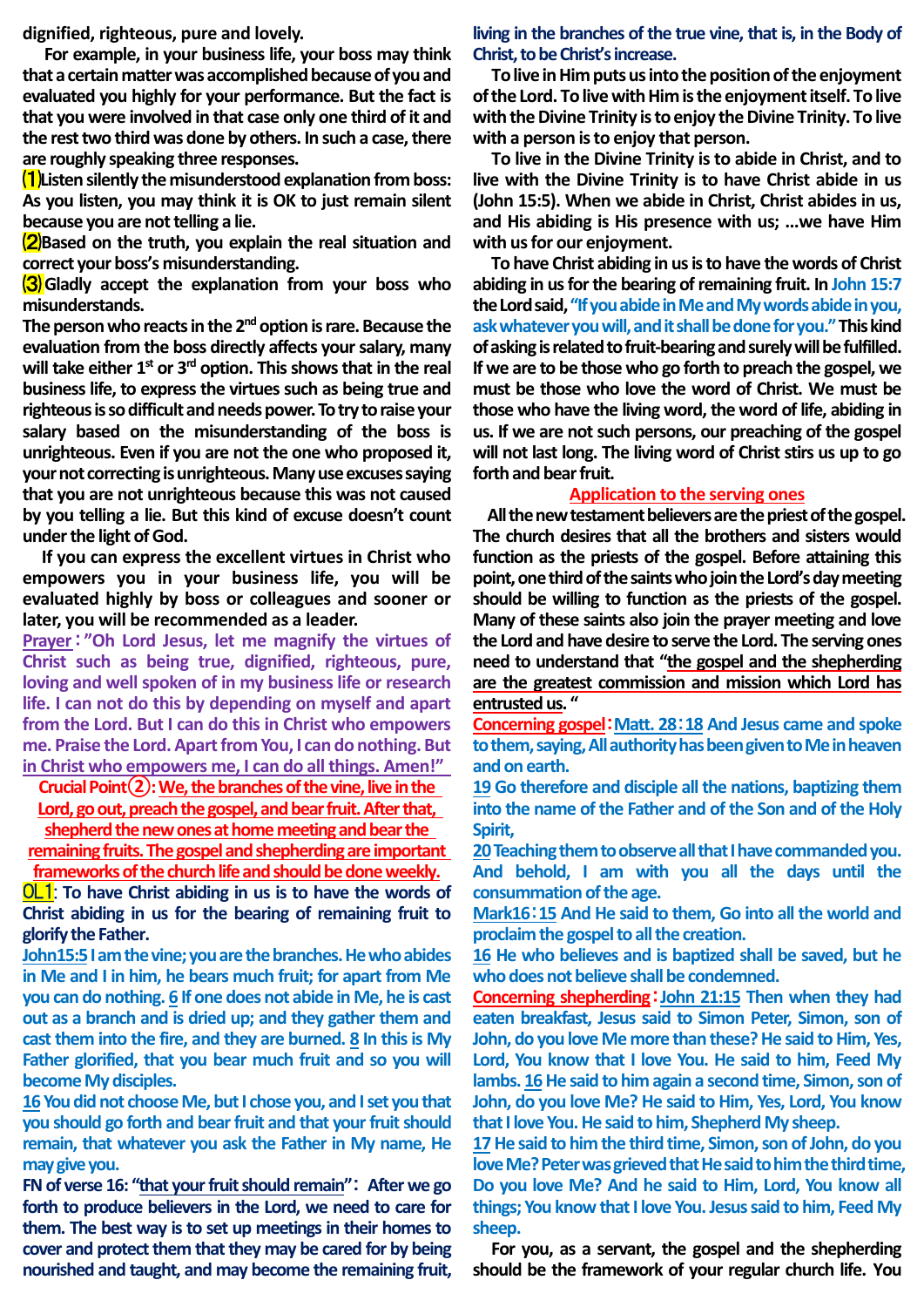dignified, righteous, pure and lovely.

For example, in your business life, your boss may think that a certain matter was accomplished because of you and evaluated you highly for your performance. But the fact is that you were involved in that case only one third of it and the rest two third was done by others. In such a case, there are roughly speaking three responses.

⑴Listen silently the misunderstood explanation from boss: As you listen, you may think it is OK to just remain silent because you are not telling a lie.

⑵Based on the truth, you explain the real situation and correct your boss's misunderstanding.

⑶ Gladly accept the explanation from your boss who misunderstands.

The person who reacts in the 2nd option is rare. Because the evaluation from the boss directly affects your salary, many will take either 1st or 3rd option. This shows that in the real business life, to express the virtues such as being true and righteous is so difficult and needs power. To try to raise your salary based on the misunderstanding of the boss is unrighteous. Even if you are not the one who proposed it, your not correcting is unrighteous. Many use excuses saying that you are not unrighteous because this was not caused by you telling a lie. But this kind of excuse doesn't count under the light of God.

If you can express the excellent virtues in Christ who empowers you in your business life, you will be evaluated highly by boss or colleagues and sooner or later, you will be recommended as a leader.

**Prayer**：**"Oh Lord Jesus, let me magnify the virtues of Christ such as being true, dignified, righteous, pure, loving and well spoken of in my business life or research life. I can not do this by depending on myself and apart from the Lord. But I can do this in Christ who empowers me. Praise the Lord. Apart from You, I can do nothing. But in Christ who empowers me, I can do all things. Amen!"**

**Crucial Point②: We, the branches of the vine, live in the Lord, go out, preach the gospel, and bear fruit. After that, shepherd the new ones at home meeting and bear the remaining fruits. The gospel and shepherding are important frameworks of the church life and should be done weekly.**

**OL1: To have Christ abiding in us is to have the words of Christ abiding in us for the bearing of remaining fruit to glorify the Father.**

**John15:5** I am the vine; you are the branches. He who abides in Me and I in him, he bears much fruit; for apart from Me you can do nothing. **6** If one does not abide in Me, he is cast out as a branch and is dried up; and they gather them and cast them into the fire, and they are burned. **8** In this is My Father glorified, that you bear much fruit and so you will become My disciples.

**16** You did not choose Me, but I chose you, and I set you that you should go forth and bear fruit and that your fruit should remain, that whatever you ask the Father in My name, He may give you.

**FN of verse 16: "that your fruit should remain"：** After we go forth to produce believers in the Lord, we need to care for them. The best way is to set up meetings in their homes to cover and protect them that they may be cared for by being nourished and taught, and may become the remaining fruit, living in the branches of the true vine, that is, in the Body of Christ, to be Christ's increase.

To live in Him puts us into the position of the enjoyment of the Lord. To live with Him is the enjoyment itself. To live with the Divine Trinity is to enjoy the Divine Trinity. To live with a person is to enjoy that person.

To live in the Divine Trinity is to abide in Christ, and to live with the Divine Trinity is to have Christ abide in us (John 15:5). When we abide in Christ, Christ abides in us, and His abiding is His presence with us; …we have Him with us for our enjoyment.

To have Christ abiding in us is to have the words of Christ abiding in us for the bearing of remaining fruit. In John 15:7 the Lord said, "If you abide in Me and My words abide in you, ask whatever you will, and it shall be done for you." This kind of asking is related to fruit-bearing and surely will be fulfilled. If we are to be those who go forth to preach the gospel, we must be those who love the word of Christ. We must be those who have the living word, the word of life, abiding in us. If we are not such persons, our preaching of the gospel will not last long. The living word of Christ stirs us up to go forth and bear fruit.

## Application to the serving ones

All the new testament believers are the priest of the gospel. The church desires that all the brothers and sisters would function as the priests of the gospel. Before attaining this point, one third of the saints who join the Lord's day meeting should be willing to function as the priests of the gospel. Many of these saints also join the prayer meeting and love the Lord and have desire to serve the Lord. The serving ones need to understand that "the gospel and the shepherding are the greatest commission and mission which Lord has entrusted us."

**Concerning gospel：Matt. 28：18** And Jesus came and spoke to them, saying, All authority has been given to Me in heaven and on earth.

**19** Go therefore and disciple all the nations, baptizing them into the name of the Father and of the Son and of the Holy Spirit,

**20** Teaching them to observe all that I have commanded you. And behold, I am with you all the days until the consummation of the age.

**Mark16：15** And He said to them, Go into all the world and proclaim the gospel to all the creation.

**16** He who believes and is baptized shall be saved, but he who does not believe shall be condemned.

**Concerning shepherding：John 21:15** Then when they had eaten breakfast, Jesus said to Simon Peter, Simon, son of John, do you love Me more than these? He said to Him, Yes, Lord, You know that I love You. He said to him, Feed My lambs. **16** He said to him again a second time, Simon, son of John, do you love Me? He said to Him, Yes, Lord, You know that I love You. He said to him, Shepherd My sheep.

**17** He said to him the third time, Simon, son of John, do you love Me? Peter was grieved that He said to him the third time, Do you love Me? And he said to Him, Lord, You know all things; You know that I love You. Jesus said to him, Feed My sheep.

For you, as a servant, the gospel and the shepherding should be the framework of your regular church life. You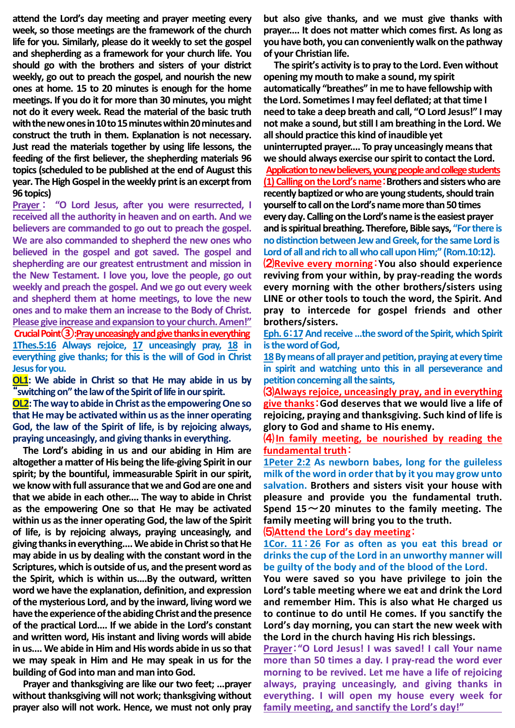attend the Lord's day meeting and prayer meeting every week, so those meetings are the framework of the church life for you. Similarly, please do it weekly to set the gospel and shepherding as a framework for your church life. You should go with the brothers and sisters of your district weekly, go out to preach the gospel, and nourish the new ones at home. 15 to 20 minutes is enough for the home meetings. If you do it for more than 30 minutes, you might not do it every week. Read the material of the basic truth with the new ones in 10 to 15 minutes within 20 minutes and construct the truth in them. Explanation is not necessary. Just read the materials together by using life lessons, the feeding of the first believer, the shepherding materials 96 topics (scheduled to be published at the end of August this year. The High Gospel in the weekly print is an excerpt from 96 topics)

Prayer： "O Lord Jesus, after you were resurrected, I received all the authority in heaven and on earth. And we believers are commanded to go out to preach the gospel. We are also commanded to shepherd the new ones who believed in the gospel and got saved. The gospel and shepherding are our greatest entrustment and mission in the New Testament. I love you, love the people, go out weekly and preach the gospel. And we go out every week and shepherd them at home meetings, to love the new ones and to make them an increase to the Body of Christ. Please give increase and expansion to your church. Amen!"

**Crucial Point③:Pray unceasingly and give thanks in everything**

1Thes.5:16 Always rejoice, 17 unceasingly pray, 18 in everything give thanks; for this is the will of God in Christ Jesus for you.

**OL1: We abide in Christ so that He may abide in us by "switching on" the law of the Spirit of life in our spirit.**

**OL2: The way to abide in Christ as the empowering One so that He may be activated within us as the inner operating God, the law of the Spirit of life, is by rejoicing always, praying unceasingly, and giving thanks in everything.**

The Lord's abiding in us and our abiding in Him are altogether a matter of His being the life-giving Spirit in our spirit; by the bountiful, immeasurable Spirit in our spirit, we know with full assurance that we and God are one and that we abide in each other.... The way to abide in Christ as the empowering One so that He may be activated within us as the inner operating God, the law of the Spirit of life, is by rejoicing always, praying unceasingly, and giving thanks in everything.... We abide in Christ so that He may abide in us by dealing with the constant word in the Scriptures, which is outside of us, and the present word as the Spirit, which is within us....By the outward, written word we have the explanation, definition, and expression of the mysterious Lord, and by the inward, living word we have the experience of the abiding Christ and the presence of the practical Lord.... If we abide in the Lord's constant and written word, His instant and living words will abide in us.... We abide in Him and His words abide in us so that we may speak in Him and He may speak in us for the building of God into man and man into God.

Prayer and thanksgiving are like our two feet; ...prayer without thanksgiving will not work; thanksgiving without prayer also will not work. Hence, we must not only pray but also give thanks, and we must give thanks with prayer.... It does not matter which comes first. As long as you have both, you can conveniently walk on the pathway of your Christian life.

The spirit's activity is to pray to the Lord. Even without opening my mouth to make a sound, my spirit automatically "breathes" in me to have fellowship with the Lord. Sometimes I may feel deflated; at that time I need to take a deep breath and call, "O Lord Jesus!" I may not make a sound, but still I am breathing in the Lord. We all should practice this kind of inaudible yet uninterrupted prayer.... To pray unceasingly means that we should always exercise our spirit to contact the Lord.

**Application to new believers, young people and college students**

**(1) Calling on the Lord's name**：Brothers and sisters who are recently baptized or who are young students, should train yourself to call on the Lord's name more than 50 times every day. Calling on the Lord's name is the easiest prayer and is spiritual breathing. Therefore, Bible says, "For there is no distinction between Jew and Greek, for the same Lord is Lord of all and rich to all who call upon Him;" (Rom.10:12).

**⑵Revive every morning**：You also should experience reviving from your within, by pray-reading the words every morning with the other brothers/sisters using LINE or other tools to touch the word, the Spirit. And pray to intercede for gospel friends and other brothers/sisters.

Eph. 6：17 And receive ...the sword of the Spirit, which Spirit is the word of God,

18 By means of all prayer and petition, praying at every time in spirit and watching unto this in all perseverance and petition concerning all the saints,

**⑶Always rejoice, unceasingly pray, and in everything give thanks**：God deserves that we would live a life of rejoicing, praying and thanksgiving. Such kind of life is glory to God and shame to His enemy.

**⑷In family meeting, be nourished by reading the fundamental truth**：

1Peter 2:2 As newborn babes, long for the guileless milk of the word in order that by it you may grow unto salvation. Brothers and sisters visit your house with pleasure and provide you the fundamental truth. Spend 15～20 minutes to the family meeting. The family meeting will bring you to the truth.

**⑸Attend the Lord's day meeting**：

1Cor. 11：26 For as often as you eat this bread or drinks the cup of the Lord in an unworthy manner will be guilty of the body and of the blood of the Lord.

You were saved so you have privilege to join the Lord's table meeting where we eat and drink the Lord and remember Him. This is also what He charged us to continue to do until He comes. If you sanctify the Lord's day morning, you can start the new week with the Lord in the church having His rich blessings.

Prayer："O Lord Jesus! I was saved! I call Your name more than 50 times a day. I pray-read the word ever morning to be revived. Let me have a life of rejoicing always, praying unceasingly, and giving thanks in everything. I will open my house every week for family meeting, and sanctify the Lord's day!"